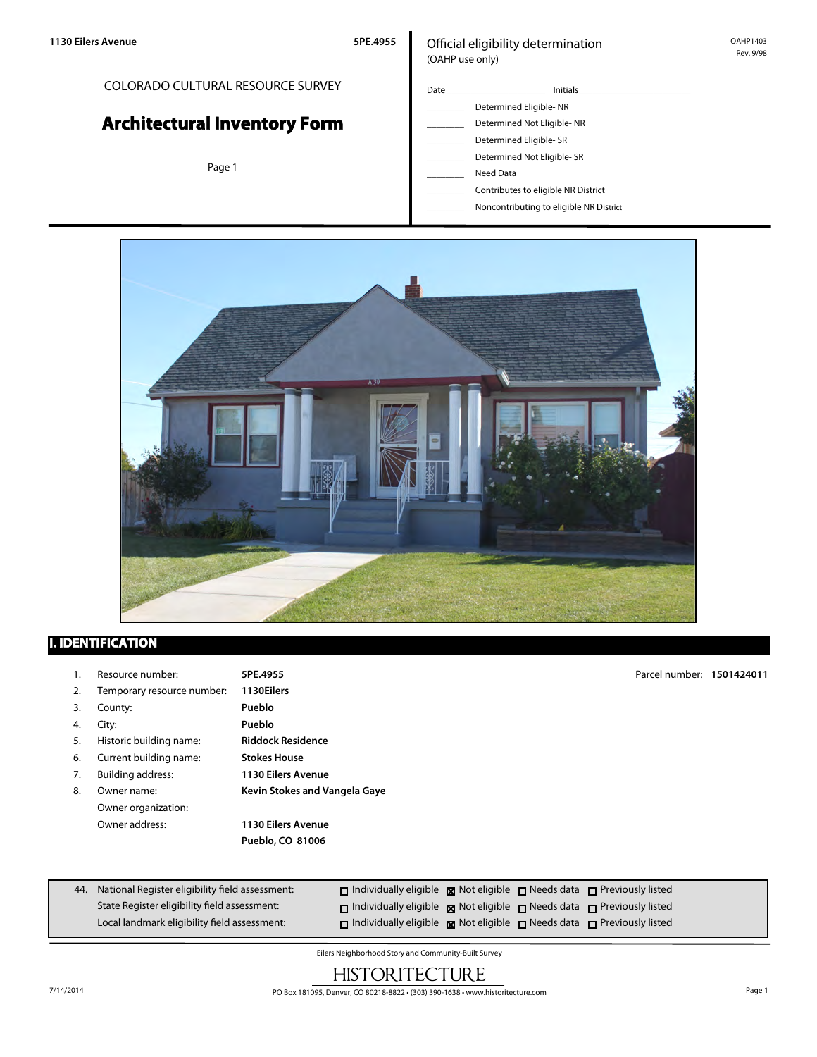1130 Eilers Avenue 5PE.4955

COLORADO CULTURAL RESOURCE SURVEY

# Architectural Inventory Form

Official eligibility determination
(OAHP use only)

OAHP1403
Rev. 9/98

Date ____________________ Initials______________________

________ Determined Eligible- NR
________ Determined Not Eligible- NR
________ Determined Eligible- SR
________ Determined Not Eligible- SR
________ Need Data
________ Contributes to eligible NR District
________ Noncontributing to eligible NR District

## I. IDENTIFICATION

1. Resource number: **5PE.4955** Parcel number: **1501424011**
2. Temporary resource number: **1130Eilers**
3. County: **Pueblo**
4. City: **Pueblo**
5. Historic building name: **Riddock Residence**
6. Current building name: **Stokes House**
7. Building address: **1130 Eilers Avenue**
8. Owner name: **Kevin Stokes and Vangela Gaye**
   Owner organization:
   Owner address: **1130 Eilers Avenue**
   **Pueblo, CO 81006**

44. National Register eligibility field assessment: ☐ Individually eligible ☒ Not eligible ☐ Needs data ☐ Previously listed
    State Register eligibility field assessment: ☐ Individually eligible ☒ Not eligible ☐ Needs data ☐ Previously listed
    Local landmark eligibility field assessment: ☐ Individually eligible ☒ Not eligible ☐ Needs data ☐ Previously listed

Eilers Neighborhood Story and Community-Built Survey

HISTORITECTURE
PO Box 181095, Denver, CO 80218-8822 • (303) 390-1638 • www.historitecture.com

7/14/2014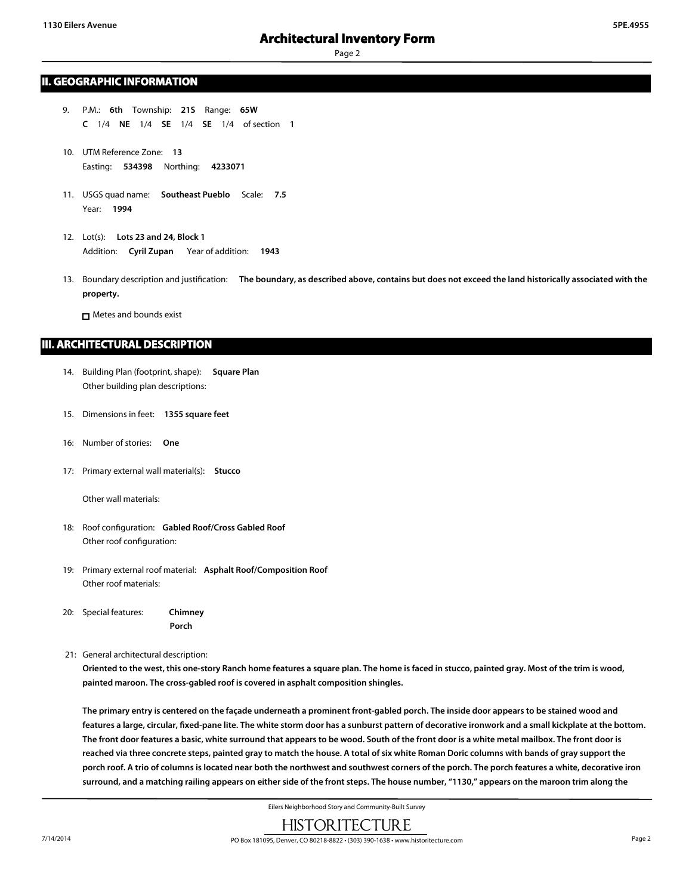## II. GEOGRAPHIC INFORMATION

9. P.M.: **6th** Township: **21S** Range: **65W**
   **C** 1/4 **NE** 1/4 **SE** 1/4 **SE** 1/4 of section **1**

10. UTM Reference Zone: **13**
    Easting: **534398** Northing: **4233071**

11. USGS quad name: **Southeast Pueblo** Scale: **7.5**
    Year: **1994**

12. Lot(s): **Lots 23 and 24, Block 1**
    Addition: **Cyril Zupan** Year of addition: **1943**

13. Boundary description and justification: **The boundary, as described above, contains but does not exceed the land historically associated with the property.**

    ☐ Metes and bounds exist

## III. ARCHITECTURAL DESCRIPTION

14. Building Plan (footprint, shape): **Square Plan**
    Other building plan descriptions:

15. Dimensions in feet: **1355 square feet**

16: Number of stories: **One**

17: Primary external wall material(s): **Stucco**

    Other wall materials:

18: Roof configuration: **Gabled Roof/Cross Gabled Roof**
    Other roof configuration:

19: Primary external roof material: **Asphalt Roof/Composition Roof**
    Other roof materials:

20: Special features: **Chimney**
    **Porch**

21: General architectural description:

**Oriented to the west, this one-story Ranch home features a square plan. The home is faced in stucco, painted gray. Most of the trim is wood, painted maroon. The cross-gabled roof is covered in asphalt composition shingles.**

**The primary entry is centered on the façade underneath a prominent front-gabled porch. The inside door appears to be stained wood and features a large, circular, fixed-pane lite. The white storm door has a sunburst pattern of decorative ironwork and a small kickplate at the bottom. The front door features a basic, white surround that appears to be wood. South of the front door is a white metal mailbox. The front door is reached via three concrete steps, painted gray to match the house. A total of six white Roman Doric columns with bands of gray support the porch roof. A trio of columns is located near both the northwest and southwest corners of the porch. The porch features a white, decorative iron surround, and a matching railing appears on either side of the front steps. The house number, "1130," appears on the maroon trim along the**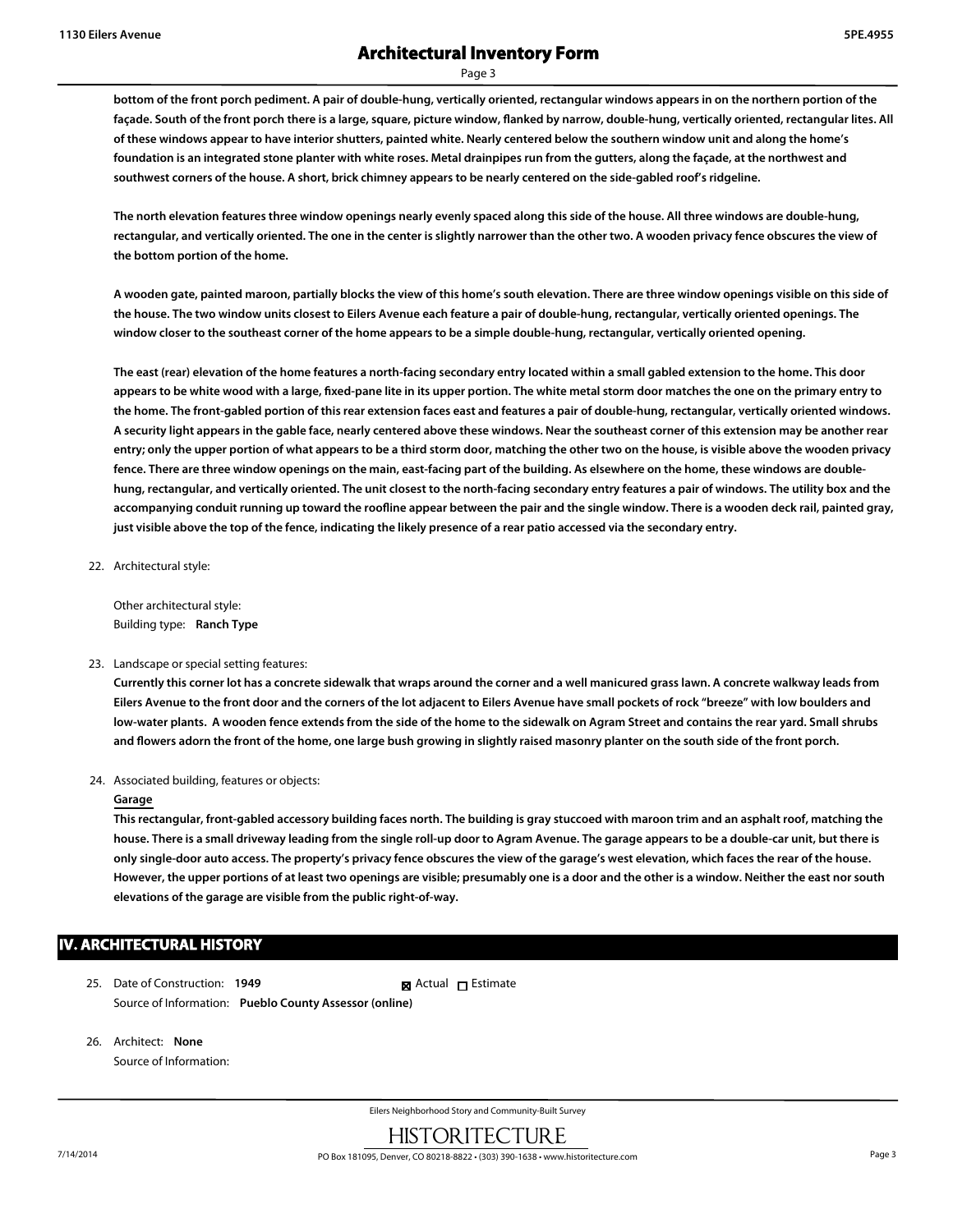bottom of the front porch pediment. A pair of double-hung, vertically oriented, rectangular windows appears in on the northern portion of the façade. South of the front porch there is a large, square, picture window, flanked by narrow, double-hung, vertically oriented, rectangular lites. All of these windows appear to have interior shutters, painted white. Nearly centered below the southern window unit and along the home's foundation is an integrated stone planter with white roses. Metal drainpipes run from the gutters, along the façade, at the northwest and southwest corners of the house. A short, brick chimney appears to be nearly centered on the side-gabled roof's ridgeline.

The north elevation features three window openings nearly evenly spaced along this side of the house. All three windows are double-hung, rectangular, and vertically oriented. The one in the center is slightly narrower than the other two. A wooden privacy fence obscures the view of the bottom portion of the home.

A wooden gate, painted maroon, partially blocks the view of this home's south elevation. There are three window openings visible on this side of the house. The two window units closest to Eilers Avenue each feature a pair of double-hung, rectangular, vertically oriented openings. The window closer to the southeast corner of the home appears to be a simple double-hung, rectangular, vertically oriented opening.

The east (rear) elevation of the home features a north-facing secondary entry located within a small gabled extension to the home. This door appears to be white wood with a large, fixed-pane lite in its upper portion. The white metal storm door matches the one on the primary entry to the home. The front-gabled portion of this rear extension faces east and features a pair of double-hung, rectangular, vertically oriented windows. A security light appears in the gable face, nearly centered above these windows. Near the southeast corner of this extension may be another rear entry; only the upper portion of what appears to be a third storm door, matching the other two on the house, is visible above the wooden privacy fence. There are three window openings on the main, east-facing part of the building. As elsewhere on the home, these windows are double-hung, rectangular, and vertically oriented. The unit closest to the north-facing secondary entry features a pair of windows. The utility box and the accompanying conduit running up toward the roofline appear between the pair and the single window. There is a wooden deck rail, painted gray, just visible above the top of the fence, indicating the likely presence of a rear patio accessed via the secondary entry.

22. Architectural style:

    Other architectural style:
    Building type: **Ranch Type**

23. Landscape or special setting features:

    **Currently this corner lot has a concrete sidewalk that wraps around the corner and a well manicured grass lawn. A concrete walkway leads from Eilers Avenue to the front door and the corners of the lot adjacent to Eilers Avenue have small pockets of rock "breeze" with low boulders and low-water plants. A wooden fence extends from the side of the home to the sidewalk on Agram Street and contains the rear yard. Small shrubs and flowers adorn the front of the home, one large bush growing in slightly raised masonry planter on the south side of the front porch.**

24. Associated building, features or objects:

    **Garage**

    **This rectangular, front-gabled accessory building faces north. The building is gray stuccoed with maroon trim and an asphalt roof, matching the house. There is a small driveway leading from the single roll-up door to Agram Avenue. The garage appears to be a double-car unit, but there is only single-door auto access. The property's privacy fence obscures the view of the garage's west elevation, which faces the rear of the house. However, the upper portions of at least two openings are visible; presumably one is a door and the other is a window. Neither the east nor south elevations of the garage are visible from the public right-of-way.**

## IV. ARCHITECTURAL HISTORY

25. Date of Construction: **1949** ☒ Actual ☐ Estimate

    Source of Information: **Pueblo County Assessor (online)**

26. Architect: **None**

    Source of Information: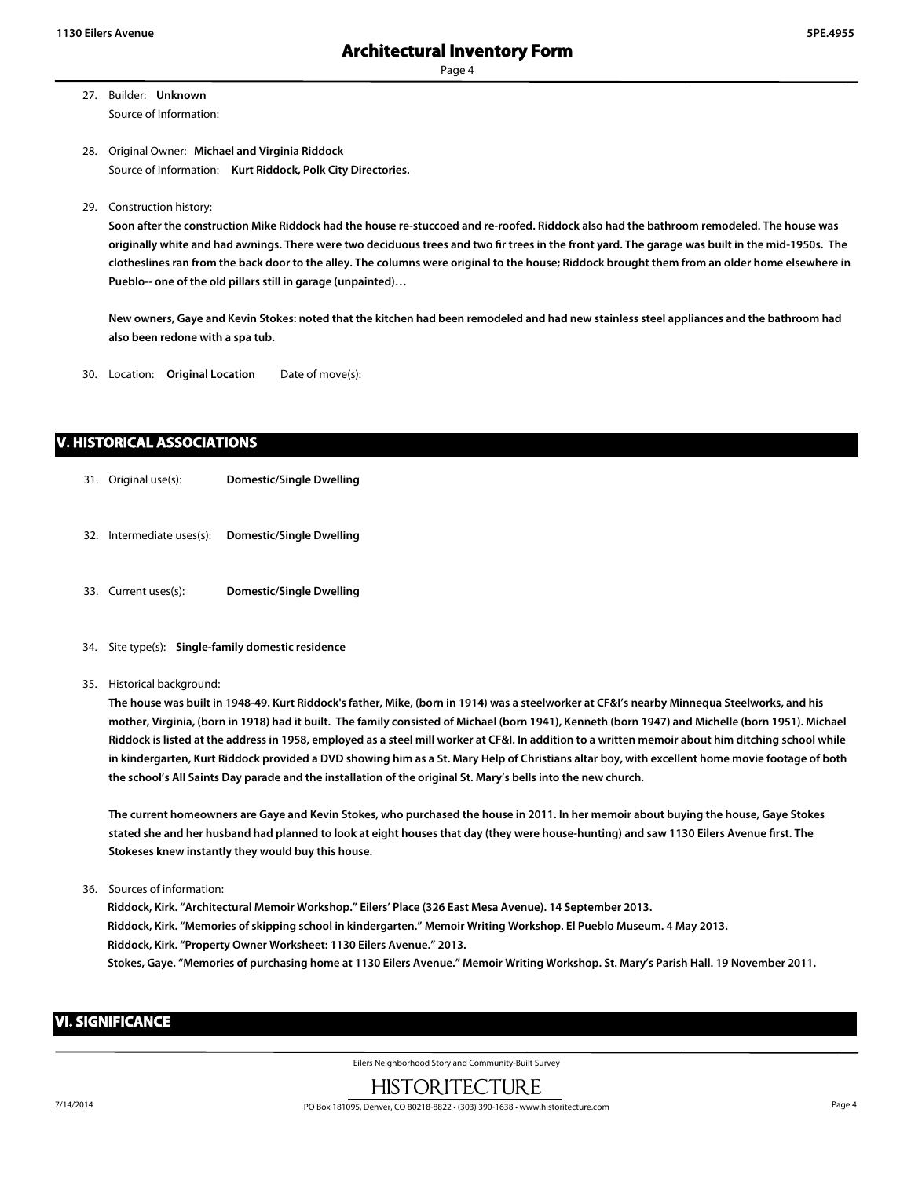27. Builder: **Unknown**
    Source of Information:

28. Original Owner: **Michael and Virginia Riddock**
    Source of Information: **Kurt Riddock, Polk City Directories.**

29. Construction history:
    **Soon after the construction Mike Riddock had the house re-stuccoed and re-roofed. Riddock also had the bathroom remodeled. The house was originally white and had awnings. There were two deciduous trees and two fir trees in the front yard. The garage was built in the mid-1950s. The clotheslines ran from the back door to the alley. The columns were original to the house; Riddock brought them from an older home elsewhere in Pueblo-- one of the old pillars still in garage (unpainted)…**

    **New owners, Gaye and Kevin Stokes: noted that the kitchen had been remodeled and had new stainless steel appliances and the bathroom had also been redone with a spa tub.**

30. Location: **Original Location** Date of move(s):

## V. HISTORICAL ASSOCIATIONS

31. Original use(s): **Domestic/Single Dwelling**

32. Intermediate uses(s): **Domestic/Single Dwelling**

33. Current uses(s): **Domestic/Single Dwelling**

34. Site type(s): **Single-family domestic residence**

35. Historical background:
    **The house was built in 1948-49. Kurt Riddock's father, Mike, (born in 1914) was a steelworker at CF&I's nearby Minnequa Steelworks, and his mother, Virginia, (born in 1918) had it built. The family consisted of Michael (born 1941), Kenneth (born 1947) and Michelle (born 1951). Michael Riddock is listed at the address in 1958, employed as a steel mill worker at CF&I. In addition to a written memoir about him ditching school while in kindergarten, Kurt Riddock provided a DVD showing him as a St. Mary Help of Christians altar boy, with excellent home movie footage of both the school's All Saints Day parade and the installation of the original St. Mary's bells into the new church.**

    **The current homeowners are Gaye and Kevin Stokes, who purchased the house in 2011. In her memoir about buying the house, Gaye Stokes stated she and her husband had planned to look at eight houses that day (they were house-hunting) and saw 1130 Eilers Avenue first. The Stokeses knew instantly they would buy this house.**

36. Sources of information:
    **Riddock, Kirk. "Architectural Memoir Workshop." Eilers' Place (326 East Mesa Avenue). 14 September 2013.**
    **Riddock, Kirk. "Memories of skipping school in kindergarten." Memoir Writing Workshop. El Pueblo Museum. 4 May 2013.**
    **Riddock, Kirk. "Property Owner Worksheet: 1130 Eilers Avenue." 2013.**
    **Stokes, Gaye. "Memories of purchasing home at 1130 Eilers Avenue." Memoir Writing Workshop. St. Mary's Parish Hall. 19 November 2011.**

## VI. SIGNIFICANCE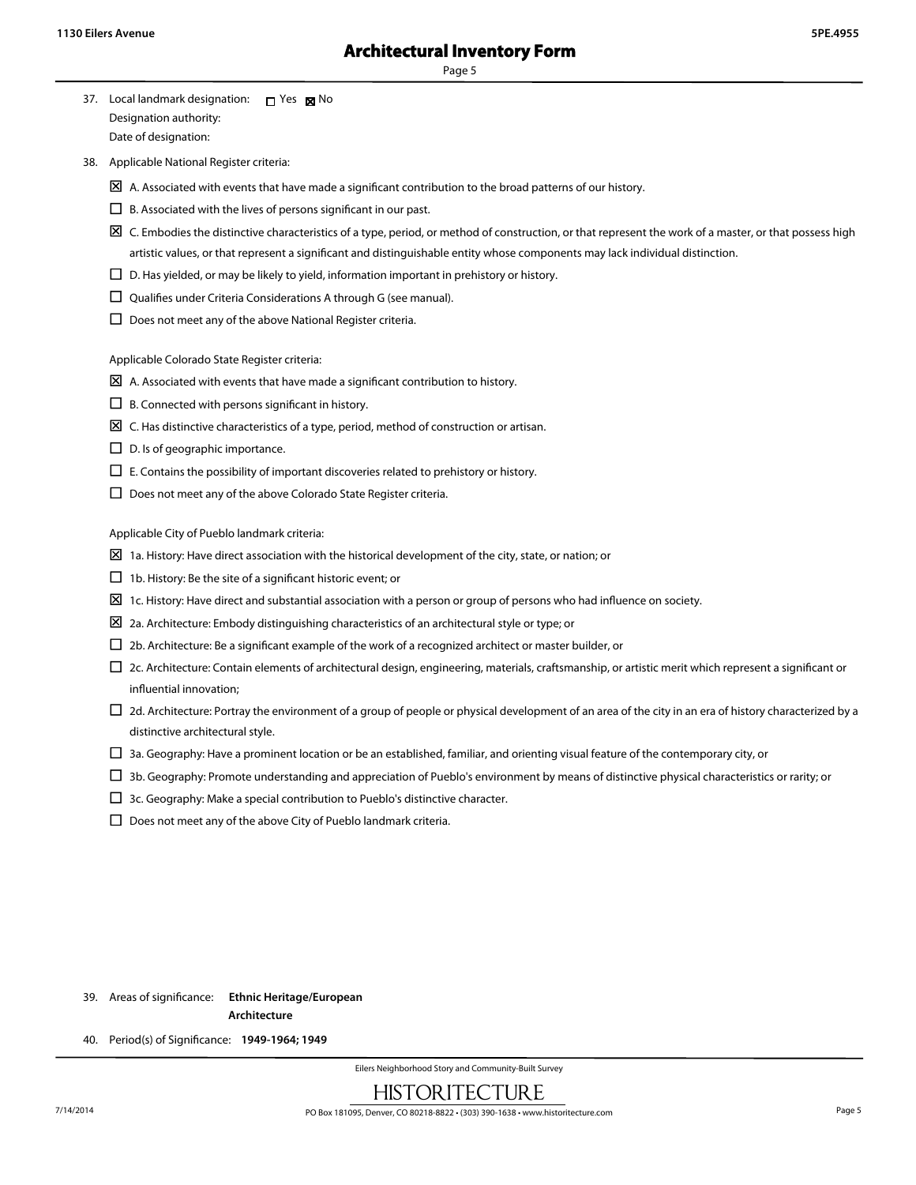37. Local landmark designation: ☐ Yes ☒ No
    Designation authority:
    Date of designation:

38. Applicable National Register criteria:

- ☒ A. Associated with events that have made a significant contribution to the broad patterns of our history.
- ☐ B. Associated with the lives of persons significant in our past.
- ☒ C. Embodies the distinctive characteristics of a type, period, or method of construction, or that represent the work of a master, or that possess high artistic values, or that represent a significant and distinguishable entity whose components may lack individual distinction.
- ☐ D. Has yielded, or may be likely to yield, information important in prehistory or history.
- ☐ Qualifies under Criteria Considerations A through G (see manual).
- ☐ Does not meet any of the above National Register criteria.

Applicable Colorado State Register criteria:

- ☒ A. Associated with events that have made a significant contribution to history.
- ☐ B. Connected with persons significant in history.
- ☒ C. Has distinctive characteristics of a type, period, method of construction or artisan.
- ☐ D. Is of geographic importance.
- ☐ E. Contains the possibility of important discoveries related to prehistory or history.
- ☐ Does not meet any of the above Colorado State Register criteria.

Applicable City of Pueblo landmark criteria:

- ☒ 1a. History: Have direct association with the historical development of the city, state, or nation; or
- ☐ 1b. History: Be the site of a significant historic event; or
- ☒ 1c. History: Have direct and substantial association with a person or group of persons who had influence on society.
- ☒ 2a. Architecture: Embody distinguishing characteristics of an architectural style or type; or
- ☐ 2b. Architecture: Be a significant example of the work of a recognized architect or master builder, or
- ☐ 2c. Architecture: Contain elements of architectural design, engineering, materials, craftsmanship, or artistic merit which represent a significant or influential innovation;
- ☐ 2d. Architecture: Portray the environment of a group of people or physical development of an area of the city in an era of history characterized by a distinctive architectural style.
- ☐ 3a. Geography: Have a prominent location or be an established, familiar, and orienting visual feature of the contemporary city, or
- ☐ 3b. Geography: Promote understanding and appreciation of Pueblo's environment by means of distinctive physical characteristics or rarity; or
- ☐ 3c. Geography: Make a special contribution to Pueblo's distinctive character.
- ☐ Does not meet any of the above City of Pueblo landmark criteria.

39. Areas of significance: **Ethnic Heritage/European**
    **Architecture**

40. Period(s) of Significance: **1949-1964; 1949**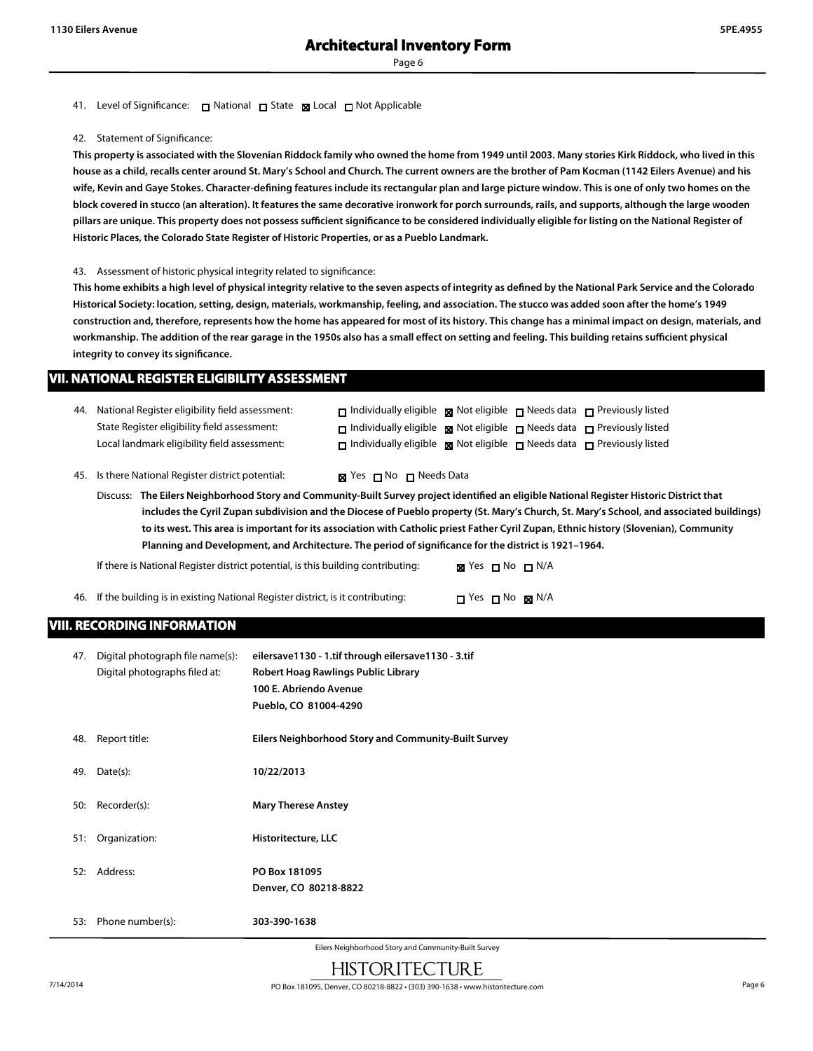41. Level of Significance: ☐ National ☐ State ☒ Local ☐ Not Applicable

42. Statement of Significance:

**This property is associated with the Slovenian Riddock family who owned the home from 1949 until 2003. Many stories Kirk Riddock, who lived in this house as a child, recalls center around St. Mary's School and Church. The current owners are the brother of Pam Kocman (1142 Eilers Avenue) and his wife, Kevin and Gaye Stokes. Character-defining features include its rectangular plan and large picture window. This is one of only two homes on the block covered in stucco (an alteration). It features the same decorative ironwork for porch surrounds, rails, and supports, although the large wooden pillars are unique. This property does not possess sufficient significance to be considered individually eligible for listing on the National Register of Historic Places, the Colorado State Register of Historic Properties, or as a Pueblo Landmark.**

43. Assessment of historic physical integrity related to significance:

**This home exhibits a high level of physical integrity relative to the seven aspects of integrity as defined by the National Park Service and the Colorado Historical Society: location, setting, design, materials, workmanship, feeling, and association. The stucco was added soon after the home's 1949 construction and, therefore, represents how the home has appeared for most of its history. This change has a minimal impact on design, materials, and workmanship. The addition of the rear garage in the 1950s also has a small effect on setting and feeling. This building retains sufficient physical integrity to convey its significance.**

## VII. NATIONAL REGISTER ELIGIBILITY ASSESSMENT

44. National Register eligibility field assessment: ☐ Individually eligible ☒ Not eligible ☐ Needs data ☐ Previously listed
State Register eligibility field assessment: ☐ Individually eligible ☒ Not eligible ☐ Needs data ☐ Previously listed
Local landmark eligibility field assessment: ☐ Individually eligible ☒ Not eligible ☐ Needs data ☐ Previously listed

45. Is there National Register district potential: ☒ Yes ☐ No ☐ Needs Data

Discuss: **The Eilers Neighborhood Story and Community-Built Survey project identified an eligible National Register Historic District that includes the Cyril Zupan subdivision and the Diocese of Pueblo property (St. Mary's Church, St. Mary's School, and associated buildings) to its west. This area is important for its association with Catholic priest Father Cyril Zupan, Ethnic history (Slovenian), Community Planning and Development, and Architecture. The period of significance for the district is 1921–1964.**

If there is National Register district potential, is this building contributing: ☒ Yes ☐ No ☐ N/A

46. If the building is in existing National Register district, is it contributing: ☐ Yes ☐ No ☒ N/A

## VIII. RECORDING INFORMATION

47. Digital photograph file name(s): **eilersave1130 - 1.tif through eilersave1130 - 3.tif**
Digital photographs filed at: **Robert Hoag Rawlings Public Library**
**100 E. Abriendo Avenue**
**Pueblo, CO 81004-4290**

48. Report title: **Eilers Neighborhood Story and Community-Built Survey**

49. Date(s): **10/22/2013**

50: Recorder(s): **Mary Therese Anstey**

51: Organization: **Historitecture, LLC**

52: Address: **PO Box 181095**
**Denver, CO 80218-8822**

53: Phone number(s): **303-390-1638**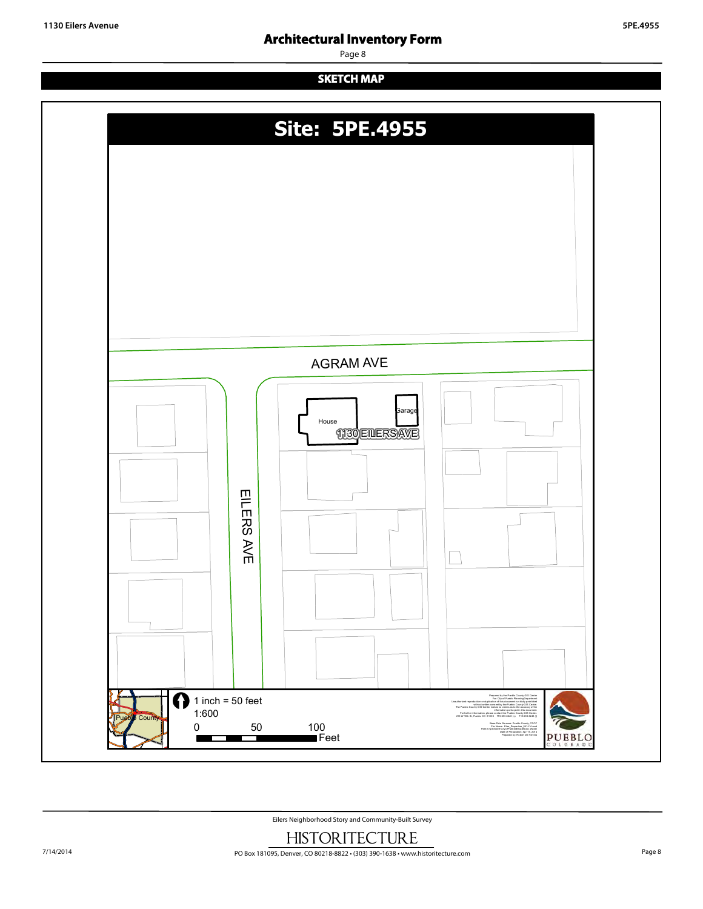## SKETCH MAP

# Site: 5PE.4955

AGRAM AVE

EILERS AVE

House

Garage

1130 EILERS AVE

1 inch = 50 feet

1:600

0 50 100 Feet

Pueblo County

Prepared by the Pueblo County GIS Center
For: City of Pueblo Planning Department
Unauthorized reproduction or duplication of this document is strictly prohibited without written consent by the Pueblo County GIS Center.
The Pueblo County GIS Center makes no claims as to the accuracy of the information portrayed in this document.
For further information please contact the Pueblo County GIS Center,
215 W 10th St. Pueblo CO, 81003 719.583.6240 (v) 719.583.6248 (f)

Base Data Sources: Pueblo County, CDOT
File Name: Eiler_Properties_041414.mxd
Path: S:\gisdata\City Of Pueblo\Historical_Eiler\
Date of Preparation: Apr 15, 2014
Prepared by: Robert De Herrera

PUEBLO COLORADO

Eilers Neighborhood Story and Community-Built Survey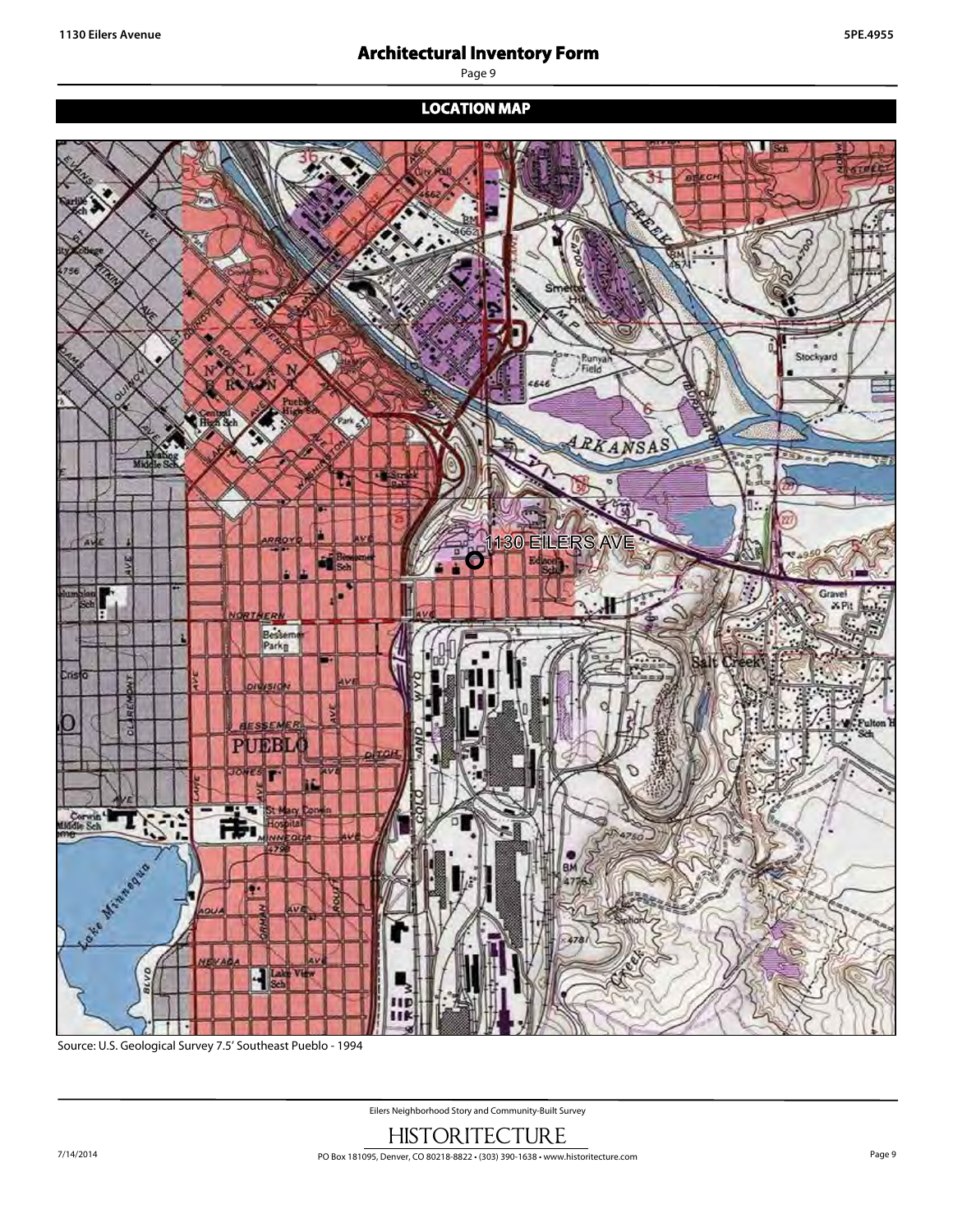## LOCATION MAP

1130 EILERS AVE

Source: U.S. Geological Survey 7.5' Southeast Pueblo - 1994

Eilers Neighborhood Story and Community-Built Survey

HISTORITECTURE

PO Box 181095, Denver, CO 80218-8822 • (303) 390-1638 • www.historitecture.com